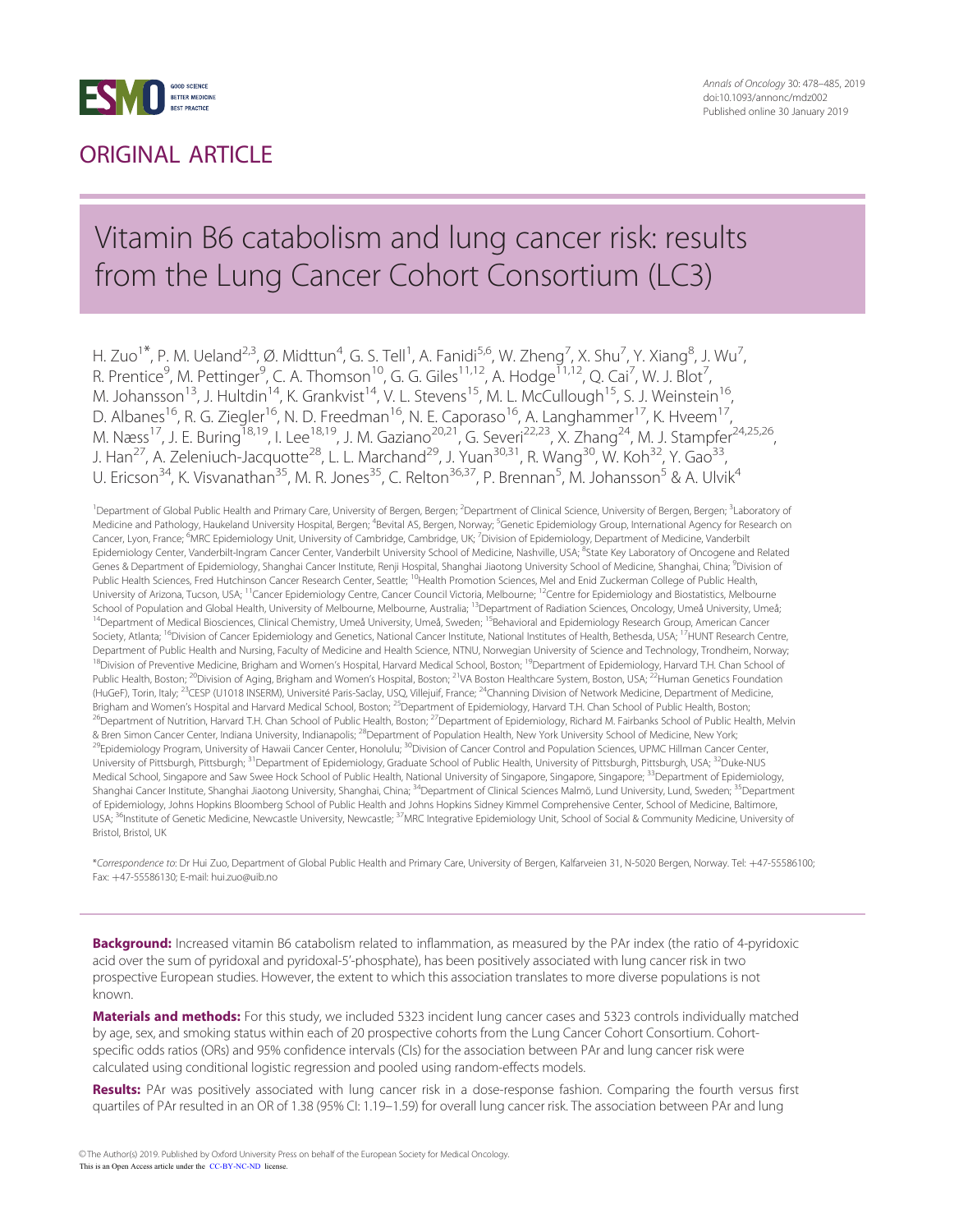## ORIGINAL ARTICLE

# Vitamin B6 catabolism and lung cancer risk: results from the Lung Cancer Cohort Consortium (LC3)

H. Zuo[1*], P. M. Ueland[2,3], Ø. Midttun[4], G. S. Tell[1], A. Fanidi[5,6], W. Zheng[7], X. Shu[7], Y. Xiang[8], J. Wu[7], R. Prentice[9], M. Pettinger[9], C. A. Thomson[10], G. G. Giles[11,12], A. Hodge[11,12], Q. Cai[7], W. J. Blot[7], M. Johansson[13], J. Hultdin[14], K. Grankvist[14], V. L. Stevens[15], M. L. McCullough[15], S. J. Weinstein[16], D. Albanes[16], R. G. Ziegler[16], N. D. Freedman[16], N. E. Caporaso[16], A. Langhammer[17], K. Hveem[17], M. Næss[17], J. E. Buring[18,19], I. Lee[18,19], J. M. Gaziano[20,21], G. Severi[22,23], X. Zhang[24], M. J. Stampfer[24,25,26], J. Han[27], A. Zeleniuch-Jacquotte[28], L. L. Marchand[29], J. Yuan[30,31], R. Wang[30], W. Koh[32], Y. Gao[33], U. Ericson[34], K. Visvanathan[35], M. R. Jones[35], C. Relton[36,37], P. Brennan[5], M. Johansson[5] & A. Ulvik[4]

[1]Department of Global Public Health and Primary Care, University of Bergen, Bergen; [2]Department of Clinical Science, University of Bergen, Bergen; [3]Laboratory of Medicine and Pathology, Haukeland University Hospital, Bergen; [4]Bevital AS, Bergen, Norway; [5]Genetic Epidemiology Group, International Agency for Research on Cancer, Lyon, France; [6]MRC Epidemiology Unit, University of Cambridge, Cambridge, UK; [7]Division of Epidemiology, Department of Medicine, Vanderbilt Epidemiology Center, Vanderbilt-Ingram Cancer Center, Vanderbilt University School of Medicine, Nashville, USA; [8]State Key Laboratory of Oncogene and Related Genes & Department of Epidemiology, Shanghai Cancer Institute, Renji Hospital, Shanghai Jiaotong University School of Medicine, Shanghai, China; [9]Division of Public Health Sciences, Fred Hutchinson Cancer Research Center, Seattle; [10]Health Promotion Sciences, Mel and Enid Zuckerman College of Public Health, University of Arizona, Tucson, USA; [11]Cancer Epidemiology Centre, Cancer Council Victoria, Melbourne; [12]Centre for Epidemiology and Biostatistics, Melbourne School of Population and Global Health, University of Melbourne, Melbourne, Australia; [13]Department of Radiation Sciences, Oncology, Umeå University, Umeå; [14]Department of Medical Biosciences, Clinical Chemistry, Umeå University, Umeå, Sweden; [15]Behavioral and Epidemiology Research Group, American Cancer Society, Atlanta; [16]Division of Cancer Epidemiology and Genetics, National Cancer Institute, National Institutes of Health, Bethesda, USA; [17]HUNT Research Centre, Department of Public Health and Nursing, Faculty of Medicine and Health Science, NTNU, Norwegian University of Science and Technology, Trondheim, Norway; [18]Division of Preventive Medicine, Brigham and Women's Hospital, Harvard Medical School, Boston; [19]Department of Epidemiology, Harvard T.H. Chan School of Public Health, Boston; [20]Division of Aging, Brigham and Women's Hospital, Boston; [21]VA Boston Healthcare System, Boston, USA; [22]Human Genetics Foundation (HuGeF), Torin, Italy; [23]CESP (U1018 INSERM), Université Paris-Saclay, USQ, Villejuif, France; [24]Channing Division of Network Medicine, Department of Medicine, Brigham and Women's Hospital and Harvard Medical School, Boston; [25]Department of Epidemiology, Harvard T.H. Chan School of Public Health, Boston; [26]Department of Nutrition, Harvard T.H. Chan School of Public Health, Boston; [27]Department of Epidemiology, Richard M. Fairbanks School of Public Health, Melvin & Bren Simon Cancer Center, Indiana University, Indianapolis; [28]Department of Population Health, New York University School of Medicine, New York; [29]Epidemiology Program, University of Hawaii Cancer Center, Honolulu; [30]Division of Cancer Control and Population Sciences, UPMC Hillman Cancer Center, University of Pittsburgh, Pittsburgh; [31]Department of Epidemiology, Graduate School of Public Health, University of Pittsburgh, Pittsburgh, USA; [32]Duke-NUS Medical School, Singapore and Saw Swee Hock School of Public Health, National University of Singapore, Singapore, Singapore; [33]Department of Epidemiology, Shanghai Cancer Institute, Shanghai Jiaotong University, Shanghai, China; [34]Department of Clinical Sciences Malmö, Lund University, Lund, Sweden; [35]Department of Epidemiology, Johns Hopkins Bloomberg School of Public Health and Johns Hopkins Sidney Kimmel Comprehensive Center, School of Medicine, Baltimore, USA; [36]Institute of Genetic Medicine, Newcastle University, Newcastle; [37]MRC Integrative Epidemiology Unit, School of Social & Community Medicine, University of Bristol, Bristol, UK

*Correspondence to: Dr Hui Zuo, Department of Global Public Health and Primary Care, University of Bergen, Kalfarveien 31, N-5020 Bergen, Norway. Tel: +47-55586100; Fax: +47-55586130; E-mail: hui.zuo@uib.no

**Background:** Increased vitamin B6 catabolism related to inflammation, as measured by the PAr index (the ratio of 4-pyridoxic acid over the sum of pyridoxal and pyridoxal-5′-phosphate), has been positively associated with lung cancer risk in two prospective European studies. However, the extent to which this association translates to more diverse populations is not known.

**Materials and methods:** For this study, we included 5323 incident lung cancer cases and 5323 controls individually matched by age, sex, and smoking status within each of 20 prospective cohorts from the Lung Cancer Cohort Consortium. Cohort-specific odds ratios (ORs) and 95% confidence intervals (CIs) for the association between PAr and lung cancer risk were calculated using conditional logistic regression and pooled using random-effects models.

**Results:** PAr was positively associated with lung cancer risk in a dose-response fashion. Comparing the fourth versus first quartiles of PAr resulted in an OR of 1.38 (95% CI: 1.19–1.59) for overall lung cancer risk. The association between PAr and lung

© The Author(s) 2019. Published by Oxford University Press on behalf of the European Society for Medical Oncology.
This is an Open Access article under the CC-BY-NC-ND license.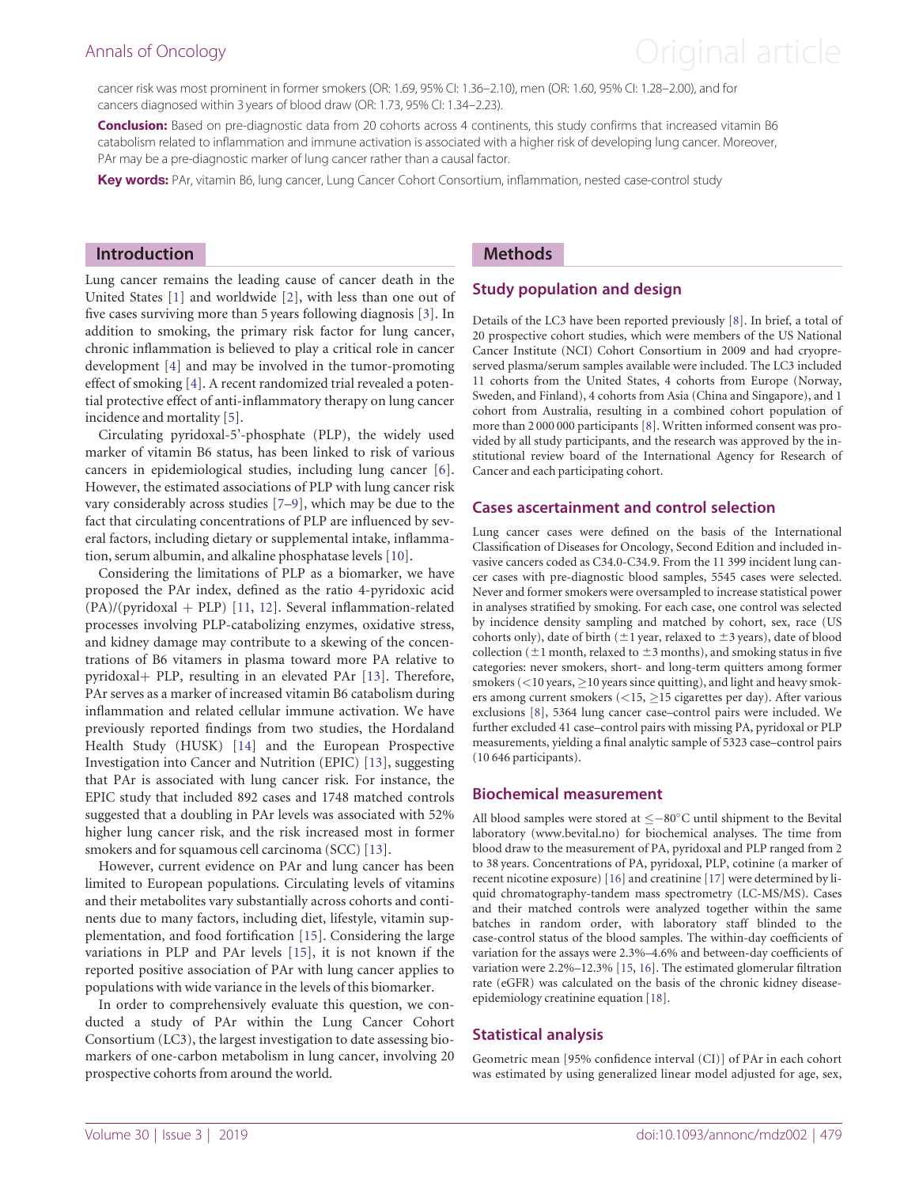cancer risk was most prominent in former smokers (OR: 1.69, 95% CI: 1.36–2.10), men (OR: 1.60, 95% CI: 1.28–2.00), and for cancers diagnosed within 3 years of blood draw (OR: 1.73, 95% CI: 1.34–2.23).

**Conclusion:** Based on pre-diagnostic data from 20 cohorts across 4 continents, this study confirms that increased vitamin B6 catabolism related to inflammation and immune activation is associated with a higher risk of developing lung cancer. Moreover, PAr may be a pre-diagnostic marker of lung cancer rather than a causal factor.

**Key words:** PAr, vitamin B6, lung cancer, Lung Cancer Cohort Consortium, inflammation, nested case-control study

## Introduction

Lung cancer remains the leading cause of cancer death in the United States [1] and worldwide [2], with less than one out of five cases surviving more than 5 years following diagnosis [3]. In addition to smoking, the primary risk factor for lung cancer, chronic inflammation is believed to play a critical role in cancer development [4] and may be involved in the tumor-promoting effect of smoking [4]. A recent randomized trial revealed a potential protective effect of anti-inflammatory therapy on lung cancer incidence and mortality [5].

Circulating pyridoxal-5'-phosphate (PLP), the widely used marker of vitamin B6 status, has been linked to risk of various cancers in epidemiological studies, including lung cancer [6]. However, the estimated associations of PLP with lung cancer risk vary considerably across studies [7–9], which may be due to the fact that circulating concentrations of PLP are influenced by several factors, including dietary or supplemental intake, inflammation, serum albumin, and alkaline phosphatase levels [10].

Considering the limitations of PLP as a biomarker, we have proposed the PAr index, defined as the ratio 4-pyridoxic acid (PA)/(pyridoxal + PLP) [11, 12]. Several inflammation-related processes involving PLP-catabolizing enzymes, oxidative stress, and kidney damage may contribute to a skewing of the concentrations of B6 vitamers in plasma toward more PA relative to pyridoxal+ PLP, resulting in an elevated PAr [13]. Therefore, PAr serves as a marker of increased vitamin B6 catabolism during inflammation and related cellular immune activation. We have previously reported findings from two studies, the Hordaland Health Study (HUSK) [14] and the European Prospective Investigation into Cancer and Nutrition (EPIC) [13], suggesting that PAr is associated with lung cancer risk. For instance, the EPIC study that included 892 cases and 1748 matched controls suggested that a doubling in PAr levels was associated with 52% higher lung cancer risk, and the risk increased most in former smokers and for squamous cell carcinoma (SCC) [13].

However, current evidence on PAr and lung cancer has been limited to European populations. Circulating levels of vitamins and their metabolites vary substantially across cohorts and continents due to many factors, including diet, lifestyle, vitamin supplementation, and food fortification [15]. Considering the large variations in PLP and PAr levels [15], it is not known if the reported positive association of PAr with lung cancer applies to populations with wide variance in the levels of this biomarker.

In order to comprehensively evaluate this question, we conducted a study of PAr within the Lung Cancer Cohort Consortium (LC3), the largest investigation to date assessing biomarkers of one-carbon metabolism in lung cancer, involving 20 prospective cohorts from around the world.

## Methods

### Study population and design

Details of the LC3 have been reported previously [8]. In brief, a total of 20 prospective cohort studies, which were members of the US National Cancer Institute (NCI) Cohort Consortium in 2009 and had cryopreserved plasma/serum samples available were included. The LC3 included 11 cohorts from the United States, 4 cohorts from Europe (Norway, Sweden, and Finland), 4 cohorts from Asia (China and Singapore), and 1 cohort from Australia, resulting in a combined cohort population of more than 2 000 000 participants [8]. Written informed consent was provided by all study participants, and the research was approved by the institutional review board of the International Agency for Research of Cancer and each participating cohort.

### Cases ascertainment and control selection

Lung cancer cases were defined on the basis of the International Classification of Diseases for Oncology, Second Edition and included invasive cancers coded as C34.0-C34.9. From the 11 399 incident lung cancer cases with pre-diagnostic blood samples, 5545 cases were selected. Never and former smokers were oversampled to increase statistical power in analyses stratified by smoking. For each case, one control was selected by incidence density sampling and matched by cohort, sex, race (US cohorts only), date of birth ($\pm$1 year, relaxed to $\pm$3 years), date of blood collection ($\pm$1 month, relaxed to $\pm$3 months), and smoking status in five categories: never smokers, short- and long-term quitters among former smokers ($<$10 years, $\geq$10 years since quitting), and light and heavy smokers among current smokers ($<$15, $\geq$15 cigarettes per day). After various exclusions [8], 5364 lung cancer case–control pairs were included. We further excluded 41 case–control pairs with missing PA, pyridoxal or PLP measurements, yielding a final analytic sample of 5323 case–control pairs (10 646 participants).

### Biochemical measurement

All blood samples were stored at $\leq -80$°C until shipment to the Bevital laboratory (www.bevital.no) for biochemical analyses. The time from blood draw to the measurement of PA, pyridoxal and PLP ranged from 2 to 38 years. Concentrations of PA, pyridoxal, PLP, cotinine (a marker of recent nicotine exposure) [16] and creatinine [17] were determined by liquid chromatography-tandem mass spectrometry (LC-MS/MS). Cases and their matched controls were analyzed together within the same batches in random order, with laboratory staff blinded to the case-control status of the blood samples. The within-day coefficients of variation for the assays were 2.3%–4.6% and between-day coefficients of variation were 2.2%–12.3% [15, 16]. The estimated glomerular filtration rate (eGFR) was calculated on the basis of the chronic kidney disease-epidemiology creatinine equation [18].

### Statistical analysis

Geometric mean [95% confidence interval (CI)] of PAr in each cohort was estimated by using generalized linear model adjusted for age, sex,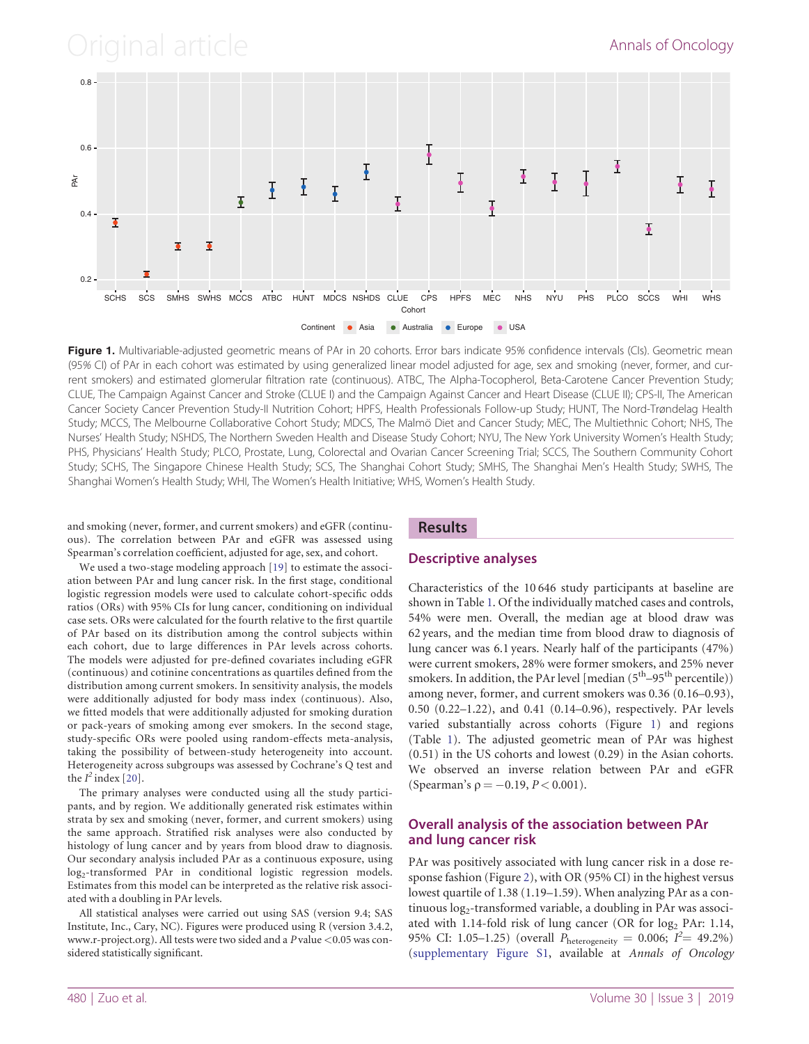**Figure 1.** Multivariable-adjusted geometric means of PAr in 20 cohorts. Error bars indicate 95% confidence intervals (CIs). Geometric mean (95% CI) of PAr in each cohort was estimated by using generalized linear model adjusted for age, sex and smoking (never, former, and current smokers) and estimated glomerular filtration rate (continuous). ATBC, The Alpha-Tocopherol, Beta-Carotene Cancer Prevention Study; CLUE, The Campaign Against Cancer and Stroke (CLUE I) and the Campaign Against Cancer and Heart Disease (CLUE II); CPS-II, The American Cancer Society Cancer Prevention Study-II Nutrition Cohort; HPFS, Health Professionals Follow-up Study; HUNT, The Nord-Trøndelag Health Study; MCCS, The Melbourne Collaborative Cohort Study; MDCS, The Malmö Diet and Cancer Study; MEC, The Multiethnic Cohort; NHS, The Nurses' Health Study; NSHDS, The Northern Sweden Health and Disease Study Cohort; NYU, The New York University Women's Health Study; PHS, Physicians' Health Study; PLCO, Prostate, Lung, Colorectal and Ovarian Cancer Screening Trial; SCCS, The Southern Community Cohort Study; SCHS, The Singapore Chinese Health Study; SCS, The Shanghai Cohort Study; SMHS, The Shanghai Men's Health Study; SWHS, The Shanghai Women's Health Study; WHI, The Women's Health Initiative; WHS, Women's Health Study.

and smoking (never, former, and current smokers) and eGFR (continuous). The correlation between PAr and eGFR was assessed using Spearman's correlation coefficient, adjusted for age, sex, and cohort.

We used a two-stage modeling approach [19] to estimate the association between PAr and lung cancer risk. In the first stage, conditional logistic regression models were used to calculate cohort-specific odds ratios (ORs) with 95% CIs for lung cancer, conditioning on individual case sets. ORs were calculated for the fourth relative to the first quartile of PAr based on its distribution among the control subjects within each cohort, due to large differences in PAr levels across cohorts. The models were adjusted for pre-defined covariates including eGFR (continuous) and cotinine concentrations as quartiles defined from the distribution among current smokers. In sensitivity analysis, the models were additionally adjusted for body mass index (continuous). Also, we fitted models that were additionally adjusted for smoking duration or pack-years of smoking among ever smokers. In the second stage, study-specific ORs were pooled using random-effects meta-analysis, taking the possibility of between-study heterogeneity into account. Heterogeneity across subgroups was assessed by Cochrane's Q test and the $I^2$ index [20].

The primary analyses were conducted using all the study participants, and by region. We additionally generated risk estimates within strata by sex and smoking (never, former, and current smokers) using the same approach. Stratified risk analyses were also conducted by histology of lung cancer and by years from blood draw to diagnosis. Our secondary analysis included PAr as a continuous exposure, using $\log_2$-transformed PAr in conditional logistic regression models. Estimates from this model can be interpreted as the relative risk associated with a doubling in PAr levels.

All statistical analyses were carried out using SAS (version 9.4; SAS Institute, Inc., Cary, NC). Figures were produced using R (version 3.4.2, www.r-project.org). All tests were two sided and a $P$ value <0.05 was considered statistically significant.

## Results

### Descriptive analyses

Characteristics of the 10 646 study participants at baseline are shown in Table 1. Of the individually matched cases and controls, 54% were men. Overall, the median age at blood draw was 62 years, and the median time from blood draw to diagnosis of lung cancer was 6.1 years. Nearly half of the participants (47%) were current smokers, 28% were former smokers, and 25% never smokers. In addition, the PAr level [median ($5^{th}$–$95^{th}$ percentile)) among never, former, and current smokers was 0.36 (0.16–0.93), 0.50 (0.22–1.22), and 0.41 (0.14–0.96), respectively. PAr levels varied substantially across cohorts (Figure 1) and regions (Table 1). The adjusted geometric mean of PAr was highest (0.51) in the US cohorts and lowest (0.29) in the Asian cohorts. We observed an inverse relation between PAr and eGFR (Spearman's $\rho = -0.19$, $P < 0.001$).

### Overall analysis of the association between PAr and lung cancer risk

PAr was positively associated with lung cancer risk in a dose response fashion (Figure 2), with OR (95% CI) in the highest versus lowest quartile of 1.38 (1.19–1.59). When analyzing PAr as a continuous $\log_2$-transformed variable, a doubling in PAr was associated with 1.14-fold risk of lung cancer (OR for $\log_2$ PAr: 1.14, 95% CI: 1.05–1.25) (overall $P_{\text{heterogeneity}} = 0.006$; $I^2 = 49.2\%$) (supplementary Figure S1, available at *Annals of Oncology*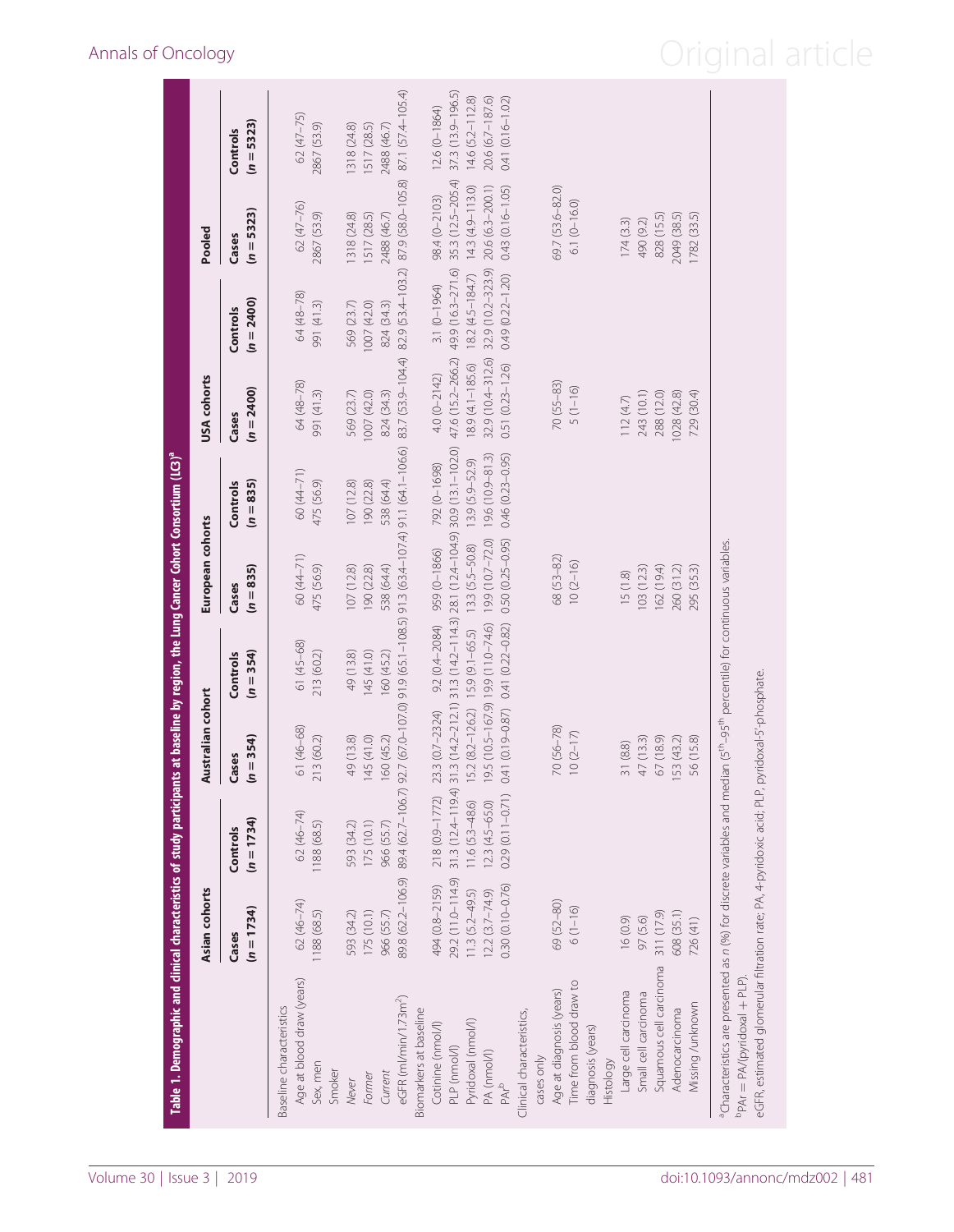**Table 1. Demographic and clinical characteristics of study participants at baseline by region, the Lung Cancer Cohort Consortium (LC3)[a]**

| | Asian cohorts | | Australian cohort | | European cohorts | | USA cohorts | | Pooled | |
|---|---|---|---|---|---|---|---|---|---|---|
| | Cases ($n = 1734$) | Controls ($n = 1734$) | Cases ($n = 354$) | Controls ($n = 354$) | Cases ($n = 835$) | Controls ($n = 835$) | Cases ($n = 2400$) | Controls ($n = 2400$) | Cases ($n = 5323$) | Controls ($n = 5323$) |
| Baseline characteristics | | | | | | | | | | |
| Age at blood draw (years) | 62 (46–74) | 62 (46–74) | 61 (46–68) | 61 (45–68) | 60 (44–71) | 60 (44–71) | 64 (48–78) | 64 (48–78) | 62 (47–76) | 62 (47–75) |
| Sex, men | 1188 (68.5) | 1188 (68.5) | 213 (60.2) | 213 (60.2) | 475 (56.9) | 475 (56.9) | 991 (41.3) | 991 (41.3) | 2867 (53.9) | 2867 (53.9) |
| Smoker | | | | | | | | | | |
| *Never* | 593 (34.2) | 593 (34.2) | 49 (13.8) | 49 (13.8) | 107 (12.8) | 107 (12.8) | 569 (23.7) | 569 (23.7) | 1318 (24.8) | 1318 (24.8) |
| *Former* | 175 (10.1) | 175 (10.1) | 145 (41.0) | 145 (41.0) | 190 (22.8) | 190 (22.8) | 1007 (42.0) | 1007 (42.0) | 1517 (28.5) | 1517 (28.5) |
| *Current* | 966 (55.7) | 966 (55.7) | 160 (45.2) | 160 (45.2) | 538 (64.4) | 538 (64.4) | 824 (34.3) | 824 (34.3) | 2488 (46.7) | 2488 (46.7) |
| eGFR (ml/min/1.73m$^2$) | 89.8 (62.2–106.9) | 89.4 (62.7–106.7) | 92.7 (67.0–107.0) | 91.9 (65.1–108.5) | 91.3 (63.4–107.4) | 91.1 (64.1–106.6) | 83.7 (53.9–104.4) | 82.9 (53.4–103.2) | 87.9 (58.0–105.8) | 87.1 (57.4–105.4) |
| Biomarkers at baseline | | | | | | | | | | |
| Cotinine (nmol/l) | 494 (0.8–2159) | 218 (0.9–1772) | 23.3 (0.7–2324) | 9.2 (0.4–2084) | 959 (0–1866) | 792 (0–1698) | 4.0 (0–2142) | 3.1 (0–1964) | 98.4 (0–2103) | 12.6 (0–1864) |
| PLP (nmol/l) | 29.2 (11.0–114.9) | 31.3 (12.4–119.4) | 31.3 (14.2–212.1) | 31.3 (14.2–114.3) | 28.1 (12.4–104.9) | 30.9 (13.1–102.0) | 47.6 (15.2–266.2) | 49.9 (16.3–271.6) | 35.3 (12.5–205.4) | 37.3 (13.9–196.5) |
| Pyridoxal (nmol/l) | 11.3 (5.2–49.5) | 11.6 (5.3–48.6) | 15.2 (8.2–126.2) | 15.9 (9.1–65.5) | 13.3 (5.5–50.8) | 13.9 (5.9–52.9) | 18.9 (4.1–185.6) | 18.2 (4.5–184.7) | 14.3 (4.9–113.0) | 14.6 (5.2–112.8) |
| PA (nmol/l) | 12.2 (3.7–74.9) | 12.3 (4.5–65.0) | 19.5 (10.5–167.9) | 19.9 (11.0–74.6) | 19.9 (10.7–72.0) | 19.6 (10.9–81.3) | 32.9 (10.4–312.6) | 32.9 (10.2–323.9) | 20.6 (6.3–200.1) | 20.6 (6.7–187.6) |
| PAr[b] | 0.30 (0.10–0.76) | 0.29 (0.11–0.71) | 0.41 (0.19–0.87) | 0.41 (0.22–0.82) | 0.50 (0.25–0.95) | 0.46 (0.23–0.95) | 0.51 (0.23–1.26) | 0.49 (0.22–1.20) | 0.43 (0.16–1.05) | 0.41 (0.16–1.02) |
| Clinical characteristics, cases only | | | | | | | | | | |
| Age at diagnosis (years) | 69 (52–80) | | 70 (56–78) | | 68 (53–82) | | 70 (55–83) | | 69.7 (53.6–82.0) | |
| Time from blood draw to diagnosis (years) | 6 (1–16) | | 10 (2–17) | | 10 (2–16) | | 5 (1–16) | | 6.1 (0–16.0) | |
| Histology | | | | | | | | | | |
| Large cell carcinoma | 16 (0.9) | | 31 (8.8) | | 15 (1.8) | | 112 (4.7) | | 174 (3.3) | |
| Small cell carcinoma | 97 (5.6) | | 47 (13.3) | | 103 (12.3) | | 243 (10.1) | | 490 (9.2) | |
| Squamous cell carcinoma | 311 (17.9) | | 67 (18.9) | | 162 (19.4) | | 288 (12.0) | | 828 (15.5) | |
| Adenocarcinoma | 608 (35.1) | | 153 (43.2) | | 260 (31.2) | | 1028 (42.8) | | 2049 (38.5) | |
| Missing /unknown | 726 (41) | | 56 (15.8) | | 295 (35.3) | | 729 (30.4) | | 1782 (33.5) | |

[a]Characteristics are presented as *n* (%) for discrete variables and median (5th–95th percentile) for continuous variables.

[b]PAr = PA/(pyridoxal + PLP).

eGFR, estimated glomerular filtration rate; PA, 4-pyridoxic acid; PLP, pyridoxal-5′-phosphate.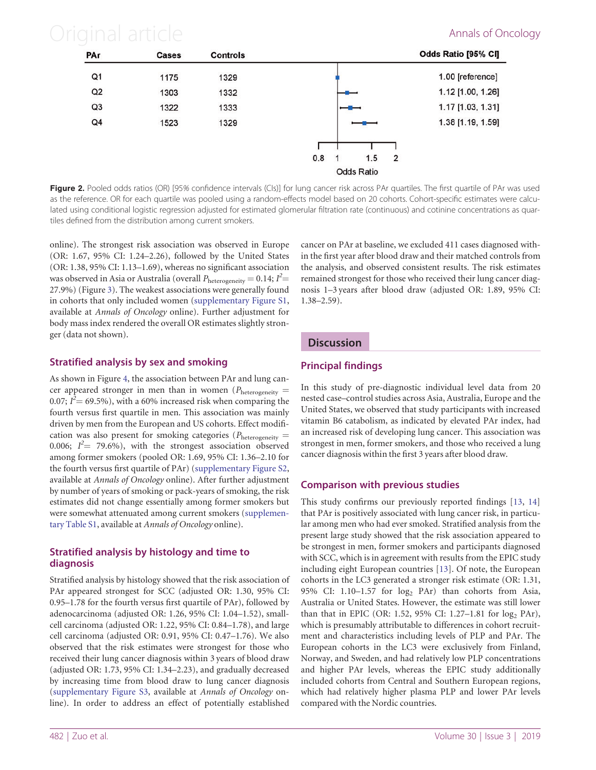| PAr | Cases | Controls | Odds Ratio [95% CI] |
|---|---|---|---|
| Q1 | 1175 | 1329 | 1.00 [reference] |
| Q2 | 1303 | 1332 | 1.12 [1.00, 1.26] |
| Q3 | 1322 | 1333 | 1.17 [1.03, 1.31] |
| Q4 | 1523 | 1329 | 1.38 [1.19, 1.59] |

**Figure 2.** Pooled odds ratios (OR) [95% confidence intervals (CIs)] for lung cancer risk across PAr quartiles. The first quartile of PAr was used as the reference. OR for each quartile was pooled using a random-effects model based on 20 cohorts. Cohort-specific estimates were calculated using conditional logistic regression adjusted for estimated glomerular filtration rate (continuous) and cotinine concentrations as quartiles defined from the distribution among current smokers.

online). The strongest risk association was observed in Europe (OR: 1.67, 95% CI: 1.24–2.26), followed by the United States (OR: 1.38, 95% CI: 1.13–1.69), whereas no significant association was observed in Asia or Australia (overall $P_{heterogeneity} = 0.14$; $I^2 = 27.9\%$) (Figure 3). The weakest associations were generally found in cohorts that only included women (supplementary Figure S1, available at *Annals of Oncology* online). Further adjustment for body mass index rendered the overall OR estimates slightly stronger (data not shown).

### Stratified analysis by sex and smoking

As shown in Figure 4, the association between PAr and lung cancer appeared stronger in men than in women ($P_{heterogeneity} = 0.07$; $I^2 = 69.5\%$), with a 60% increased risk when comparing the fourth versus first quartile in men. This association was mainly driven by men from the European and US cohorts. Effect modification was also present for smoking categories ($P_{heterogeneity} = 0.006$; $I^2 = 79.6\%$), with the strongest association observed among former smokers (pooled OR: 1.69, 95% CI: 1.36–2.10 for the fourth versus first quartile of PAr) (supplementary Figure S2, available at *Annals of Oncology* online). After further adjustment by number of years of smoking or pack-years of smoking, the risk estimates did not change essentially among former smokers but were somewhat attenuated among current smokers (supplementary Table S1, available at *Annals of Oncology* online).

### Stratified analysis by histology and time to diagnosis

Stratified analysis by histology showed that the risk association of PAr appeared strongest for SCC (adjusted OR: 1.30, 95% CI: 0.95–1.78 for the fourth versus first quartile of PAr), followed by adenocarcinoma (adjusted OR: 1.26, 95% CI: 1.04–1.52), small-cell carcinoma (adjusted OR: 1.22, 95% CI: 0.84–1.78), and large cell carcinoma (adjusted OR: 0.91, 95% CI: 0.47–1.76). We also observed that the risk estimates were strongest for those who received their lung cancer diagnosis within 3 years of blood draw (adjusted OR: 1.73, 95% CI: 1.34–2.23), and gradually decreased by increasing time from blood draw to lung cancer diagnosis (supplementary Figure S3, available at *Annals of Oncology* online). In order to address an effect of potentially established cancer on PAr at baseline, we excluded 411 cases diagnosed within the first year after blood draw and their matched controls from the analysis, and observed consistent results. The risk estimates remained strongest for those who received their lung cancer diagnosis 1–3 years after blood draw (adjusted OR: 1.89, 95% CI: 1.38–2.59).

## Discussion

### Principal findings

In this study of pre-diagnostic individual level data from 20 nested case–control studies across Asia, Australia, Europe and the United States, we observed that study participants with increased vitamin B6 catabolism, as indicated by elevated PAr index, had an increased risk of developing lung cancer. This association was strongest in men, former smokers, and those who received a lung cancer diagnosis within the first 3 years after blood draw.

### Comparison with previous studies

This study confirms our previously reported findings [13, 14] that PAr is positively associated with lung cancer risk, in particular among men who had ever smoked. Stratified analysis from the present large study showed that the risk association appeared to be strongest in men, former smokers and participants diagnosed with SCC, which is in agreement with results from the EPIC study including eight European countries [13]. Of note, the European cohorts in the LC3 generated a stronger risk estimate (OR: 1.31, 95% CI: 1.10–1.57 for $\log_2$ PAr) than cohorts from Asia, Australia or United States. However, the estimate was still lower than that in EPIC (OR: 1.52, 95% CI: 1.27–1.81 for $\log_2$ PAr), which is presumably attributable to differences in cohort recruitment and characteristics including levels of PLP and PAr. The European cohorts in the LC3 were exclusively from Finland, Norway, and Sweden, and had relatively low PLP concentrations and higher PAr levels, whereas the EPIC study additionally included cohorts from Central and Southern European regions, which had relatively higher plasma PLP and lower PAr levels compared with the Nordic countries.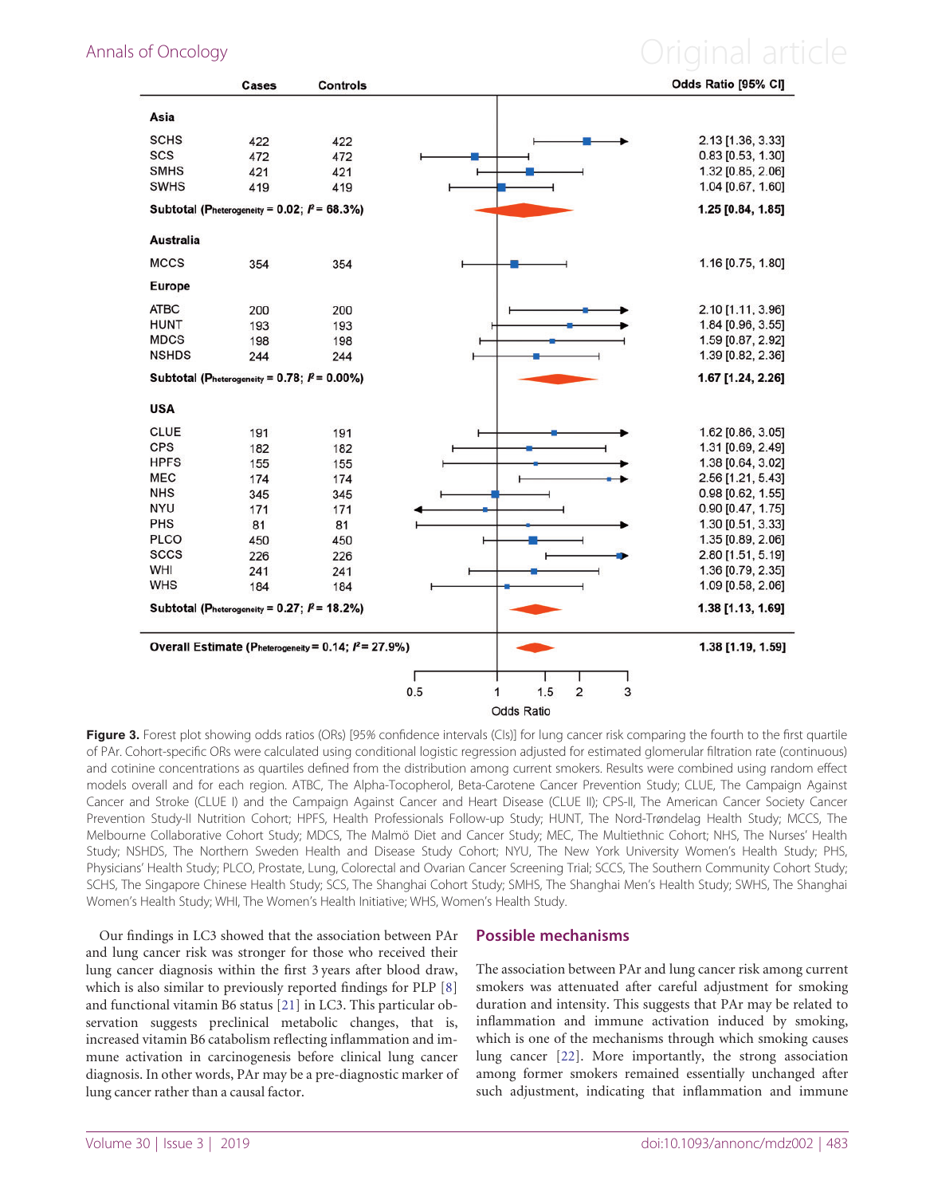| | Cases | Controls | Odds Ratio [95% CI] |
|---|---|---|---|
| **Asia** | | | |
| SCHS | 422 | 422 | 2.13 [1.36, 3.33] |
| SCS | 472 | 472 | 0.83 [0.53, 1.30] |
| SMHS | 421 | 421 | 1.32 [0.85, 2.06] |
| SWHS | 419 | 419 | 1.04 [0.67, 1.60] |
| **Subtotal ($P_{Heterogeneity}$ = 0.02; $I^2$ = 68.3%)** | | | **1.25 [0.84, 1.85]** |
| **Australia** | | | |
| MCCS | 354 | 354 | 1.16 [0.75, 1.80] |
| **Europe** | | | |
| ATBC | 200 | 200 | 2.10 [1.11, 3.96] |
| HUNT | 193 | 193 | 1.84 [0.96, 3.55] |
| MDCS | 198 | 198 | 1.59 [0.87, 2.92] |
| NSHDS | 244 | 244 | 1.39 [0.82, 2.36] |
| **Subtotal ($P_{Heterogeneity}$ = 0.78; $I^2$ = 0.00%)** | | | **1.67 [1.24, 2.26]** |
| **USA** | | | |
| CLUE | 191 | 191 | 1.62 [0.86, 3.05] |
| CPS | 182 | 182 | 1.31 [0.69, 2.49] |
| HPFS | 155 | 155 | 1.38 [0.64, 3.02] |
| MEC | 174 | 174 | 2.56 [1.21, 5.43] |
| NHS | 345 | 345 | 0.98 [0.62, 1.55] |
| NYU | 171 | 171 | 0.90 [0.47, 1.75] |
| PHS | 81 | 81 | 1.30 [0.51, 3.33] |
| PLCO | 450 | 450 | 1.35 [0.89, 2.06] |
| SCCS | 226 | 226 | 2.80 [1.51, 5.19] |
| WHI | 241 | 241 | 1.36 [0.79, 2.35] |
| WHS | 184 | 184 | 1.09 [0.58, 2.06] |
| **Subtotal ($P_{Heterogeneity}$ = 0.27; $I^2$ = 18.2%)** | | | **1.38 [1.13, 1.69]** |
| **Overall Estimate ($P_{Heterogeneity}$ = 0.14; $I^2$ = 27.9%)** | | | **1.38 [1.19, 1.59]** |

**Figure 3.** Forest plot showing odds ratios (ORs) [95% confidence intervals (CIs)] for lung cancer risk comparing the fourth to the first quartile of PAr. Cohort-specific ORs were calculated using conditional logistic regression adjusted for estimated glomerular filtration rate (continuous) and cotinine concentrations as quartiles defined from the distribution among current smokers. Results were combined using random effect models overall and for each region. ATBC, The Alpha-Tocopherol, Beta-Carotene Cancer Prevention Study; CLUE, The Campaign Against Cancer and Stroke (CLUE I) and the Campaign Against Cancer and Heart Disease (CLUE II); CPS-II, The American Cancer Society Cancer Prevention Study-II Nutrition Cohort; HPFS, Health Professionals Follow-up Study; HUNT, The Nord-Trøndelag Health Study; MCCS, The Melbourne Collaborative Cohort Study; MDCS, The Malmö Diet and Cancer Study; MEC, The Multiethnic Cohort; NHS, The Nurses' Health Study; NSHDS, The Northern Sweden Health and Disease Study Cohort; NYU, The New York University Women's Health Study; PHS, Physicians' Health Study; PLCO, Prostate, Lung, Colorectal and Ovarian Cancer Screening Trial; SCCS, The Southern Community Cohort Study; SCHS, The Singapore Chinese Health Study; SCS, The Shanghai Cohort Study; SMHS, The Shanghai Men's Health Study; SWHS, The Shanghai Women's Health Study; WHI, The Women's Health Initiative; WHS, Women's Health Study.

Our findings in LC3 showed that the association between PAr and lung cancer risk was stronger for those who received their lung cancer diagnosis within the first 3 years after blood draw, which is also similar to previously reported findings for PLP [8] and functional vitamin B6 status [21] in LC3. This particular observation suggests preclinical metabolic changes, that is, increased vitamin B6 catabolism reflecting inflammation and immune activation in carcinogenesis before clinical lung cancer diagnosis. In other words, PAr may be a pre-diagnostic marker of lung cancer rather than a causal factor.

## Possible mechanisms

The association between PAr and lung cancer risk among current smokers was attenuated after careful adjustment for smoking duration and intensity. This suggests that PAr may be related to inflammation and immune activation induced by smoking, which is one of the mechanisms through which smoking causes lung cancer [22]. More importantly, the strong association among former smokers remained essentially unchanged after such adjustment, indicating that inflammation and immune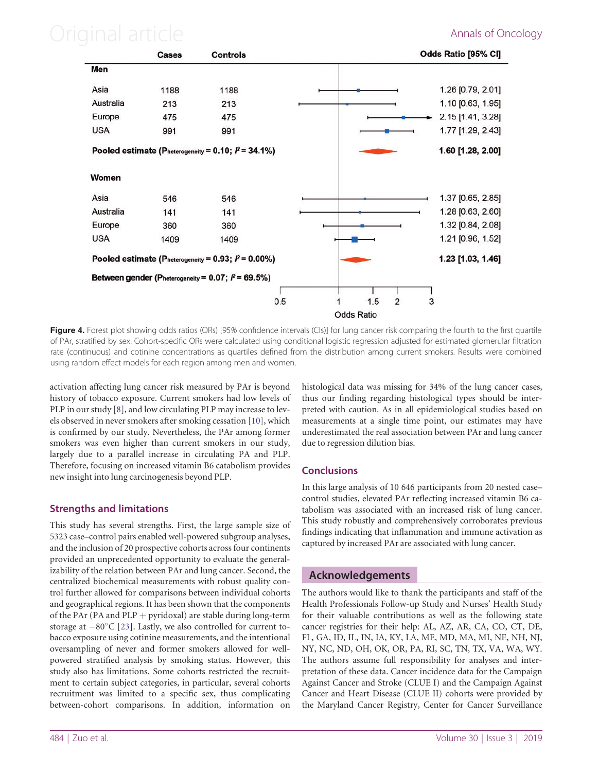| | Cases | Controls | Odds Ratio [95% CI] |
|---|---|---|---|
| **Men** | | | |
| Asia | 1188 | 1188 | 1.26 [0.79, 2.01] |
| Australia | 213 | 213 | 1.10 [0.63, 1.95] |
| Europe | 475 | 475 | 2.15 [1.41, 3.28] |
| USA | 991 | 991 | 1.77 [1.29, 2.43] |
| **Pooled estimate ($P_{heterogeneity}$ = 0.10; $I^2$ = 34.1%)** | | | **1.60 [1.28, 2.00]** |
| **Women** | | | |
| Asia | 546 | 546 | 1.37 [0.65, 2.85] |
| Australia | 141 | 141 | 1.28 [0.63, 2.60] |
| Europe | 360 | 360 | 1.32 [0.84, 2.08] |
| USA | 1409 | 1409 | 1.21 [0.96, 1.52] |
| **Pooled estimate ($P_{heterogeneity}$ = 0.93; $I^2$ = 0.00%)** | | | **1.23 [1.03, 1.46]** |
| **Between gender ($P_{heterogeneity}$ = 0.07; $I^2$ = 69.5%)** | | | |

**Figure 4.** Forest plot showing odds ratios (ORs) [95% confidence intervals (CIs)] for lung cancer risk comparing the fourth to the first quartile of PAr, stratified by sex. Cohort-specific ORs were calculated using conditional logistic regression adjusted for estimated glomerular filtration rate (continuous) and cotinine concentrations as quartiles defined from the distribution among current smokers. Results were combined using random effect models for each region among men and women.

activation affecting lung cancer risk measured by PAr is beyond history of tobacco exposure. Current smokers had low levels of PLP in our study [8], and low circulating PLP may increase to levels observed in never smokers after smoking cessation [10], which is confirmed by our study. Nevertheless, the PAr among former smokers was even higher than current smokers in our study, largely due to a parallel increase in circulating PA and PLP. Therefore, focusing on increased vitamin B6 catabolism provides new insight into lung carcinogenesis beyond PLP.

## Strengths and limitations

This study has several strengths. First, the large sample size of 5323 case–control pairs enabled well-powered subgroup analyses, and the inclusion of 20 prospective cohorts across four continents provided an unprecedented opportunity to evaluate the generalizability of the relation between PAr and lung cancer. Second, the centralized biochemical measurements with robust quality control further allowed for comparisons between individual cohorts and geographical regions. It has been shown that the components of the PAr (PA and PLP + pyridoxal) are stable during long-term storage at −80°C [23]. Lastly, we also controlled for current tobacco exposure using cotinine measurements, and the intentional oversampling of never and former smokers allowed for well-powered stratified analysis by smoking status. However, this study also has limitations. Some cohorts restricted the recruitment to certain subject categories, in particular, several cohorts recruitment was limited to a specific sex, thus complicating between-cohort comparisons. In addition, information on histological data was missing for 34% of the lung cancer cases, thus our finding regarding histological types should be interpreted with caution. As in all epidemiological studies based on measurements at a single time point, our estimates may have underestimated the real association between PAr and lung cancer due to regression dilution bias.

## Conclusions

In this large analysis of 10 646 participants from 20 nested case–control studies, elevated PAr reflecting increased vitamin B6 catabolism was associated with an increased risk of lung cancer. This study robustly and comprehensively corroborates previous findings indicating that inflammation and immune activation as captured by increased PAr are associated with lung cancer.

## Acknowledgements

The authors would like to thank the participants and staff of the Health Professionals Follow-up Study and Nurses' Health Study for their valuable contributions as well as the following state cancer registries for their help: AL, AZ, AR, CA, CO, CT, DE, FL, GA, ID, IL, IN, IA, KY, LA, ME, MD, MA, MI, NE, NH, NJ, NY, NC, ND, OH, OK, OR, PA, RI, SC, TN, TX, VA, WA, WY. The authors assume full responsibility for analyses and interpretation of these data. Cancer incidence data for the Campaign Against Cancer and Stroke (CLUE I) and the Campaign Against Cancer and Heart Disease (CLUE II) cohorts were provided by the Maryland Cancer Registry, Center for Cancer Surveillance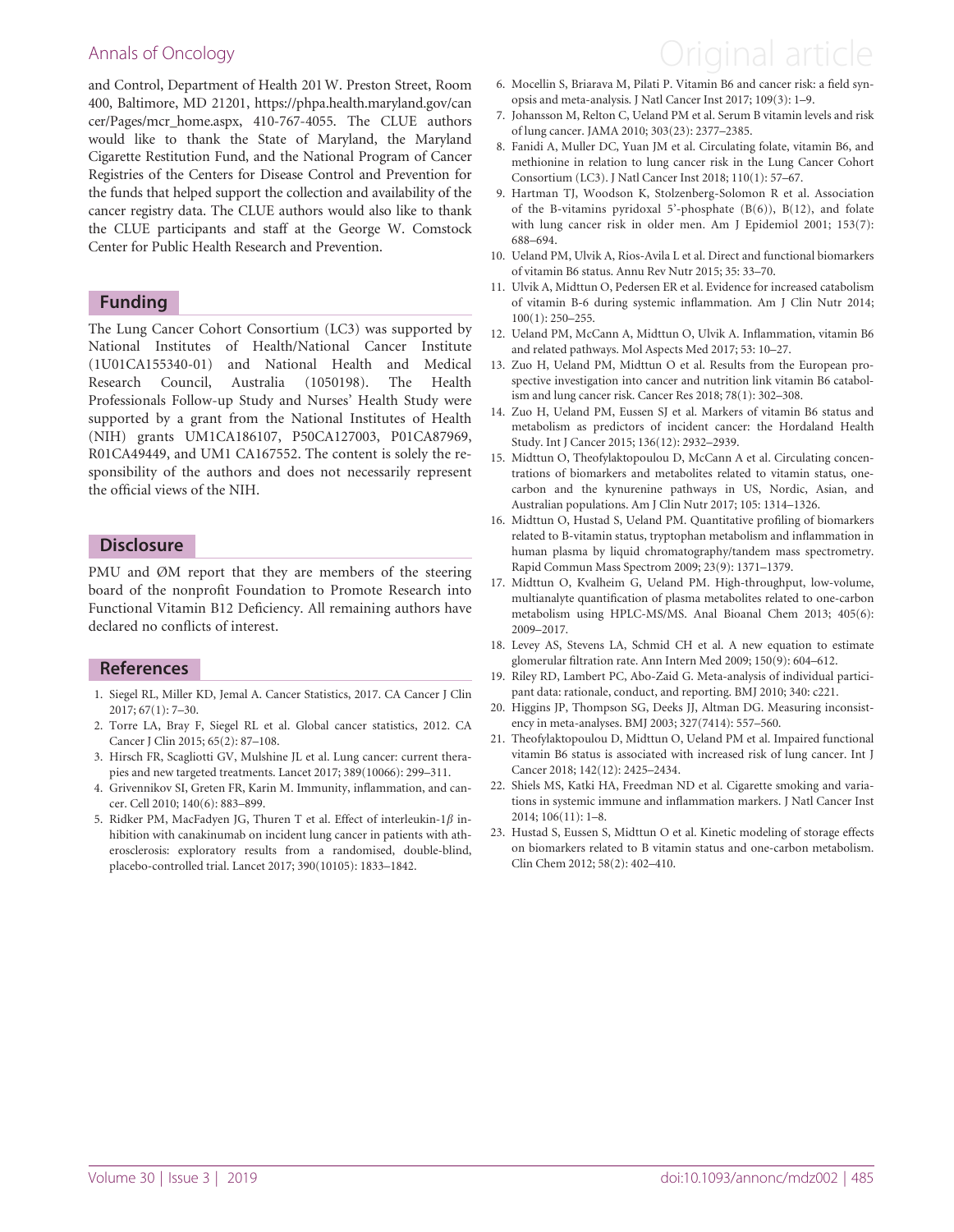and Control, Department of Health 201 W. Preston Street, Room 400, Baltimore, MD 21201, https://phpa.health.maryland.gov/cancer/Pages/mcr_home.aspx, 410-767-4055. The CLUE authors would like to thank the State of Maryland, the Maryland Cigarette Restitution Fund, and the National Program of Cancer Registries of the Centers for Disease Control and Prevention for the funds that helped support the collection and availability of the cancer registry data. The CLUE authors would also like to thank the CLUE participants and staff at the George W. Comstock Center for Public Health Research and Prevention.

## Funding

The Lung Cancer Cohort Consortium (LC3) was supported by National Institutes of Health/National Cancer Institute (1U01CA155340-01) and National Health and Medical Research Council, Australia (1050198). The Health Professionals Follow-up Study and Nurses' Health Study were supported by a grant from the National Institutes of Health (NIH) grants UM1CA186107, P50CA127003, P01CA87969, R01CA49449, and UM1 CA167552. The content is solely the responsibility of the authors and does not necessarily represent the official views of the NIH.

## Disclosure

PMU and ØM report that they are members of the steering board of the nonprofit Foundation to Promote Research into Functional Vitamin B12 Deficiency. All remaining authors have declared no conflicts of interest.

## References

1. Siegel RL, Miller KD, Jemal A. Cancer Statistics, 2017. CA Cancer J Clin 2017; 67(1): 7–30.
2. Torre LA, Bray F, Siegel RL et al. Global cancer statistics, 2012. CA Cancer J Clin 2015; 65(2): 87–108.
3. Hirsch FR, Scagliotti GV, Mulshine JL et al. Lung cancer: current therapies and new targeted treatments. Lancet 2017; 389(10066): 299–311.
4. Grivennikov SI, Greten FR, Karin M. Immunity, inflammation, and cancer. Cell 2010; 140(6): 883–899.
5. Ridker PM, MacFadyen JG, Thuren T et al. Effect of interleukin-1$\beta$ inhibition with canakinumab on incident lung cancer in patients with atherosclerosis: exploratory results from a randomised, double-blind, placebo-controlled trial. Lancet 2017; 390(10105): 1833–1842.
6. Mocellin S, Briarava M, Pilati P. Vitamin B6 and cancer risk: a field synopsis and meta-analysis. J Natl Cancer Inst 2017; 109(3): 1–9.
7. Johansson M, Relton C, Ueland PM et al. Serum B vitamin levels and risk of lung cancer. JAMA 2010; 303(23): 2377–2385.
8. Fanidi A, Muller DC, Yuan JM et al. Circulating folate, vitamin B6, and methionine in relation to lung cancer risk in the Lung Cancer Cohort Consortium (LC3). J Natl Cancer Inst 2018; 110(1): 57–67.
9. Hartman TJ, Woodson K, Stolzenberg-Solomon R et al. Association of the B-vitamins pyridoxal 5'-phosphate (B(6)), B(12), and folate with lung cancer risk in older men. Am J Epidemiol 2001; 153(7): 688–694.
10. Ueland PM, Ulvik A, Rios-Avila L et al. Direct and functional biomarkers of vitamin B6 status. Annu Rev Nutr 2015; 35: 33–70.
11. Ulvik A, Midttun O, Pedersen ER et al. Evidence for increased catabolism of vitamin B-6 during systemic inflammation. Am J Clin Nutr 2014; 100(1): 250–255.
12. Ueland PM, McCann A, Midttun O, Ulvik A. Inflammation, vitamin B6 and related pathways. Mol Aspects Med 2017; 53: 10–27.
13. Zuo H, Ueland PM, Midttun O et al. Results from the European prospective investigation into cancer and nutrition link vitamin B6 catabolism and lung cancer risk. Cancer Res 2018; 78(1): 302–308.
14. Zuo H, Ueland PM, Eussen SJ et al. Markers of vitamin B6 status and metabolism as predictors of incident cancer: the Hordaland Health Study. Int J Cancer 2015; 136(12): 2932–2939.
15. Midttun O, Theofylaktopoulou D, McCann A et al. Circulating concentrations of biomarkers and metabolites related to vitamin status, one-carbon and the kynurenine pathways in US, Nordic, Asian, and Australian populations. Am J Clin Nutr 2017; 105: 1314–1326.
16. Midttun O, Hustad S, Ueland PM. Quantitative profiling of biomarkers related to B-vitamin status, tryptophan metabolism and inflammation in human plasma by liquid chromatography/tandem mass spectrometry. Rapid Commun Mass Spectrom 2009; 23(9): 1371–1379.
17. Midttun O, Kvalheim G, Ueland PM. High-throughput, low-volume, multianalyte quantification of plasma metabolites related to one-carbon metabolism using HPLC-MS/MS. Anal Bioanal Chem 2013; 405(6): 2009–2017.
18. Levey AS, Stevens LA, Schmid CH et al. A new equation to estimate glomerular filtration rate. Ann Intern Med 2009; 150(9): 604–612.
19. Riley RD, Lambert PC, Abo-Zaid G. Meta-analysis of individual participant data: rationale, conduct, and reporting. BMJ 2010; 340: c221.
20. Higgins JP, Thompson SG, Deeks JJ, Altman DG. Measuring inconsistency in meta-analyses. BMJ 2003; 327(7414): 557–560.
21. Theofylaktopoulou D, Midttun O, Ueland PM et al. Impaired functional vitamin B6 status is associated with increased risk of lung cancer. Int J Cancer 2018; 142(12): 2425–2434.
22. Shiels MS, Katki HA, Freedman ND et al. Cigarette smoking and variations in systemic immune and inflammation markers. J Natl Cancer Inst 2014; 106(11): 1–8.
23. Hustad S, Eussen S, Midttun O et al. Kinetic modeling of storage effects on biomarkers related to B vitamin status and one-carbon metabolism. Clin Chem 2012; 58(2): 402–410.